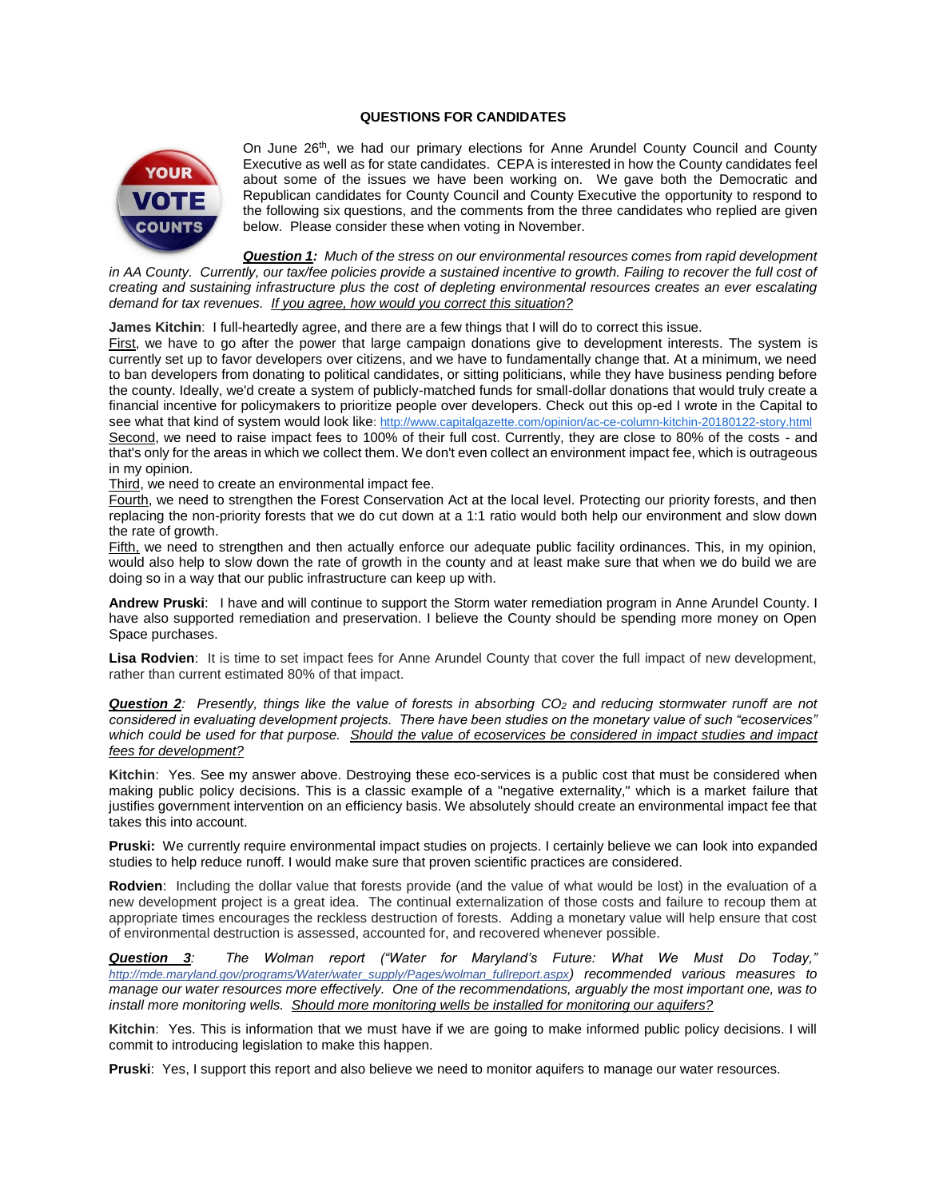## QUESTIONS FOR CANDIDATES

On June 26th, we had our primary elections for Anne Arundel County Council and County Executive as well as for state candidates. CEPA is interested in how the County candidates feel about some of the issues we have been working on. We gave both the Democratic and Republican candidates for County Council and County Executive the opportunity to respond to the following six questions, and the comments from the three candidates who replied are given below. Please consider these when voting in November.

***Question 1:*** *Much of the stress on our environmental resources comes from rapid development in AA County. Currently, our tax/fee policies provide a sustained incentive to growth. Failing to recover the full cost of creating and sustaining infrastructure plus the cost of depleting environmental resources creates an ever escalating demand for tax revenues. If you agree, how would you correct this situation?*

**James Kitchin**: I full-heartedly agree, and there are a few things that I will do to correct this issue.

First, we have to go after the power that large campaign donations give to development interests. The system is currently set up to favor developers over citizens, and we have to fundamentally change that. At a minimum, we need to ban developers from donating to political candidates, or sitting politicians, while they have business pending before the county. Ideally, we'd create a system of publicly-matched funds for small-dollar donations that would truly create a financial incentive for policymakers to prioritize people over developers. Check out this op-ed I wrote in the Capital to see what that kind of system would look like: http://www.capitalgazette.com/opinion/ac-ce-column-kitchin-20180122-story.html

Second, we need to raise impact fees to 100% of their full cost. Currently, they are close to 80% of the costs - and that's only for the areas in which we collect them. We don't even collect an environment impact fee, which is outrageous in my opinion.

Third, we need to create an environmental impact fee.

Fourth, we need to strengthen the Forest Conservation Act at the local level. Protecting our priority forests, and then replacing the non-priority forests that we do cut down at a 1:1 ratio would both help our environment and slow down the rate of growth.

Fifth, we need to strengthen and then actually enforce our adequate public facility ordinances. This, in my opinion, would also help to slow down the rate of growth in the county and at least make sure that when we do build we are doing so in a way that our public infrastructure can keep up with.

**Andrew Pruski**: I have and will continue to support the Storm water remediation program in Anne Arundel County. I have also supported remediation and preservation. I believe the County should be spending more money on Open Space purchases.

**Lisa Rodvien**: It is time to set impact fees for Anne Arundel County that cover the full impact of new development, rather than current estimated 80% of that impact.

***Question 2****: Presently, things like the value of forests in absorbing $CO_2$ and reducing stormwater runoff are not considered in evaluating development projects. There have been studies on the monetary value of such "ecoservices" which could be used for that purpose. Should the value of ecoservices be considered in impact studies and impact fees for development?*

**Kitchin**: Yes. See my answer above. Destroying these eco-services is a public cost that must be considered when making public policy decisions. This is a classic example of a "negative externality," which is a market failure that justifies government intervention on an efficiency basis. We absolutely should create an environmental impact fee that takes this into account.

**Pruski:** We currently require environmental impact studies on projects. I certainly believe we can look into expanded studies to help reduce runoff. I would make sure that proven scientific practices are considered.

**Rodvien**: Including the dollar value that forests provide (and the value of what would be lost) in the evaluation of a new development project is a great idea. The continual externalization of those costs and failure to recoup them at appropriate times encourages the reckless destruction of forests. Adding a monetary value will help ensure that cost of environmental destruction is assessed, accounted for, and recovered whenever possible.

***Question 3****: The Wolman report ("Water for Maryland's Future: What We Must Do Today," http://mde.maryland.gov/programs/Water/water_supply/Pages/wolman_fullreport.aspx) recommended various measures to manage our water resources more effectively. One of the recommendations, arguably the most important one, was to install more monitoring wells. Should more monitoring wells be installed for monitoring our aquifers?*

**Kitchin**: Yes. This is information that we must have if we are going to make informed public policy decisions. I will commit to introducing legislation to make this happen.

**Pruski**: Yes, I support this report and also believe we need to monitor aquifers to manage our water resources.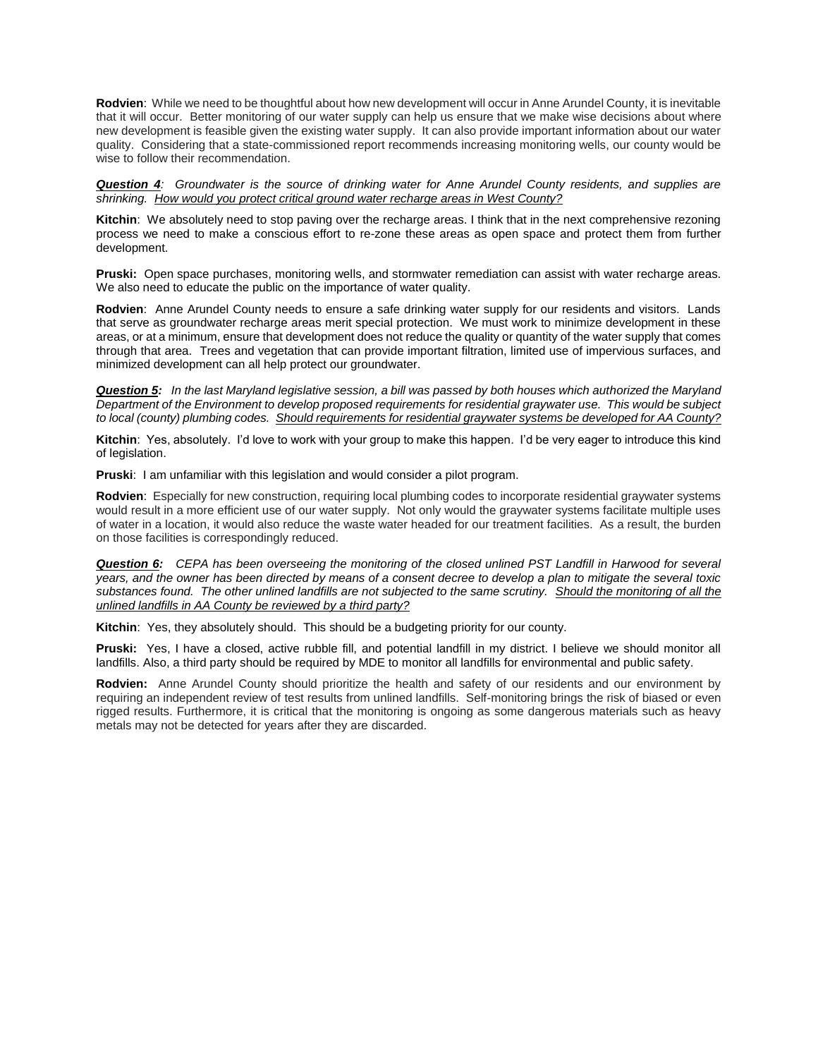**Rodvien**: While we need to be thoughtful about how new development will occur in Anne Arundel County, it is inevitable that it will occur. Better monitoring of our water supply can help us ensure that we make wise decisions about where new development is feasible given the existing water supply. It can also provide important information about our water quality. Considering that a state-commissioned report recommends increasing monitoring wells, our county would be wise to follow their recommendation.

***Question 4**: Groundwater is the source of drinking water for Anne Arundel County residents, and supplies are shrinking. How would you protect critical ground water recharge areas in West County?*

**Kitchin**: We absolutely need to stop paving over the recharge areas. I think that in the next comprehensive rezoning process we need to make a conscious effort to re-zone these areas as open space and protect them from further development.

**Pruski:** Open space purchases, monitoring wells, and stormwater remediation can assist with water recharge areas. We also need to educate the public on the importance of water quality.

**Rodvien**: Anne Arundel County needs to ensure a safe drinking water supply for our residents and visitors. Lands that serve as groundwater recharge areas merit special protection. We must work to minimize development in these areas, or at a minimum, ensure that development does not reduce the quality or quantity of the water supply that comes through that area. Trees and vegetation that can provide important filtration, limited use of impervious surfaces, and minimized development can all help protect our groundwater.

***Question 5**: In the last Maryland legislative session, a bill was passed by both houses which authorized the Maryland Department of the Environment to develop proposed requirements for residential graywater use. This would be subject to local (county) plumbing codes. Should requirements for residential graywater systems be developed for AA County?*

**Kitchin**: Yes, absolutely. I'd love to work with your group to make this happen. I'd be very eager to introduce this kind of legislation.

**Pruski**: I am unfamiliar with this legislation and would consider a pilot program.

**Rodvien**: Especially for new construction, requiring local plumbing codes to incorporate residential graywater systems would result in a more efficient use of our water supply. Not only would the graywater systems facilitate multiple uses of water in a location, it would also reduce the waste water headed for our treatment facilities. As a result, the burden on those facilities is correspondingly reduced.

***Question 6**: CEPA has been overseeing the monitoring of the closed unlined PST Landfill in Harwood for several years, and the owner has been directed by means of a consent decree to develop a plan to mitigate the several toxic substances found. The other unlined landfills are not subjected to the same scrutiny. Should the monitoring of all the unlined landfills in AA County be reviewed by a third party?*

**Kitchin**: Yes, they absolutely should. This should be a budgeting priority for our county.

**Pruski:** Yes, I have a closed, active rubble fill, and potential landfill in my district. I believe we should monitor all landfills. Also, a third party should be required by MDE to monitor all landfills for environmental and public safety.

**Rodvien:** Anne Arundel County should prioritize the health and safety of our residents and our environment by requiring an independent review of test results from unlined landfills. Self-monitoring brings the risk of biased or even rigged results. Furthermore, it is critical that the monitoring is ongoing as some dangerous materials such as heavy metals may not be detected for years after they are discarded.